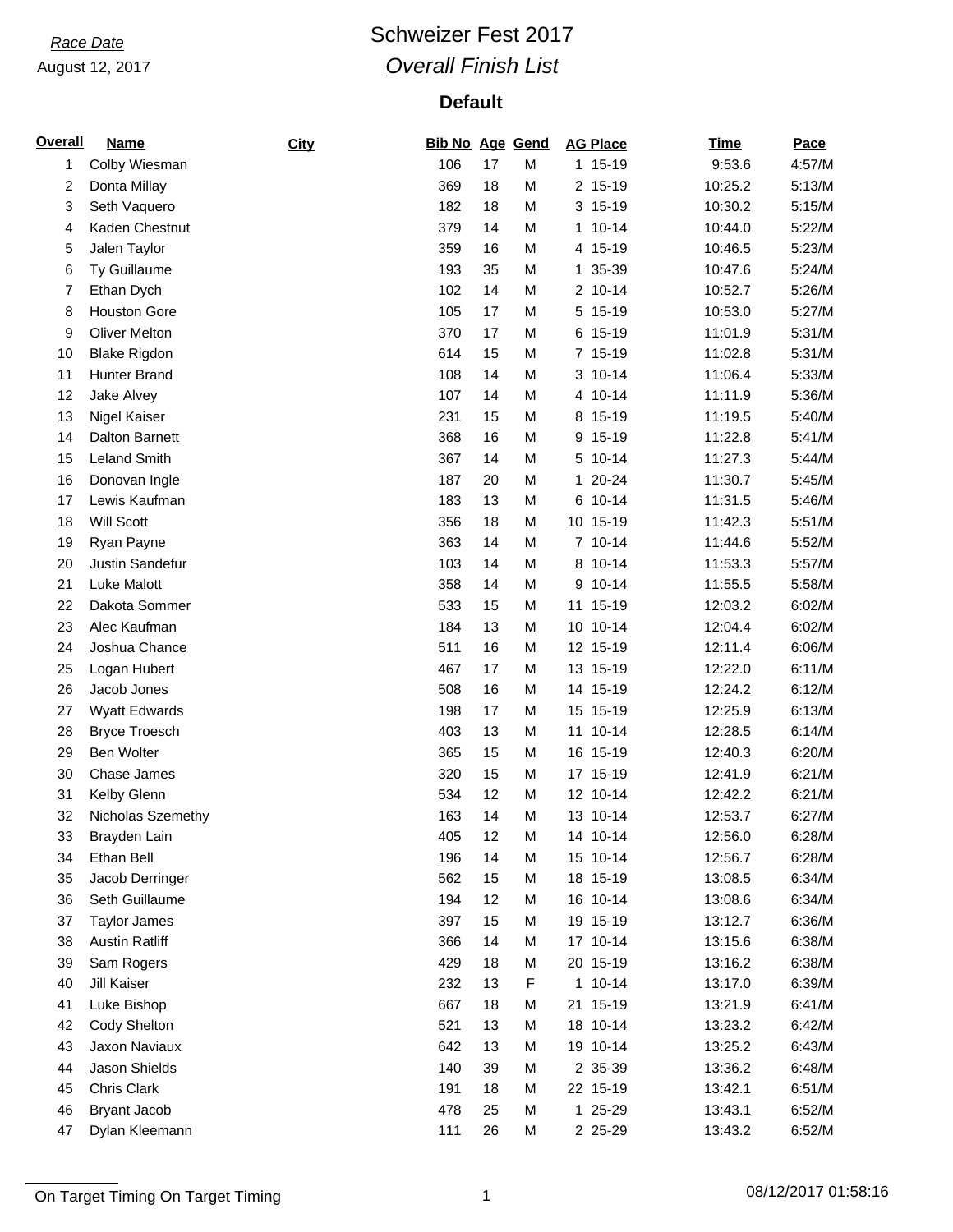*Race Date*

August 12, 2017

# Schweizer Fest 2017

## *Overall Finish List*

### Default

| Overall | Name | City | Bib No | Age | Gend | AG Place | Time | Pace |
|---|---|---|---|---|---|---|---|---|
| 1 | Colby Wiesman | | 106 | 17 | M | 1 15-19 | 9:53.6 | 4:57/M |
| 2 | Donta Millay | | 369 | 18 | M | 2 15-19 | 10:25.2 | 5:13/M |
| 3 | Seth Vaquero | | 182 | 18 | M | 3 15-19 | 10:30.2 | 5:15/M |
| 4 | Kaden Chestnut | | 379 | 14 | M | 1 10-14 | 10:44.0 | 5:22/M |
| 5 | Jalen Taylor | | 359 | 16 | M | 4 15-19 | 10:46.5 | 5:23/M |
| 6 | Ty Guillaume | | 193 | 35 | M | 1 35-39 | 10:47.6 | 5:24/M |
| 7 | Ethan Dych | | 102 | 14 | M | 2 10-14 | 10:52.7 | 5:26/M |
| 8 | Houston Gore | | 105 | 17 | M | 5 15-19 | 10:53.0 | 5:27/M |
| 9 | Oliver Melton | | 370 | 17 | M | 6 15-19 | 11:01.9 | 5:31/M |
| 10 | Blake Rigdon | | 614 | 15 | M | 7 15-19 | 11:02.8 | 5:31/M |
| 11 | Hunter Brand | | 108 | 14 | M | 3 10-14 | 11:06.4 | 5:33/M |
| 12 | Jake Alvey | | 107 | 14 | M | 4 10-14 | 11:11.9 | 5:36/M |
| 13 | Nigel Kaiser | | 231 | 15 | M | 8 15-19 | 11:19.5 | 5:40/M |
| 14 | Dalton Barnett | | 368 | 16 | M | 9 15-19 | 11:22.8 | 5:41/M |
| 15 | Leland Smith | | 367 | 14 | M | 5 10-14 | 11:27.3 | 5:44/M |
| 16 | Donovan Ingle | | 187 | 20 | M | 1 20-24 | 11:30.7 | 5:45/M |
| 17 | Lewis Kaufman | | 183 | 13 | M | 6 10-14 | 11:31.5 | 5:46/M |
| 18 | Will Scott | | 356 | 18 | M | 10 15-19 | 11:42.3 | 5:51/M |
| 19 | Ryan Payne | | 363 | 14 | M | 7 10-14 | 11:44.6 | 5:52/M |
| 20 | Justin Sandefur | | 103 | 14 | M | 8 10-14 | 11:53.3 | 5:57/M |
| 21 | Luke Malott | | 358 | 14 | M | 9 10-14 | 11:55.5 | 5:58/M |
| 22 | Dakota Sommer | | 533 | 15 | M | 11 15-19 | 12:03.2 | 6:02/M |
| 23 | Alec Kaufman | | 184 | 13 | M | 10 10-14 | 12:04.4 | 6:02/M |
| 24 | Joshua Chance | | 511 | 16 | M | 12 15-19 | 12:11.4 | 6:06/M |
| 25 | Logan Hubert | | 467 | 17 | M | 13 15-19 | 12:22.0 | 6:11/M |
| 26 | Jacob Jones | | 508 | 16 | M | 14 15-19 | 12:24.2 | 6:12/M |
| 27 | Wyatt Edwards | | 198 | 17 | M | 15 15-19 | 12:25.9 | 6:13/M |
| 28 | Bryce Troesch | | 403 | 13 | M | 11 10-14 | 12:28.5 | 6:14/M |
| 29 | Ben Wolter | | 365 | 15 | M | 16 15-19 | 12:40.3 | 6:20/M |
| 30 | Chase James | | 320 | 15 | M | 17 15-19 | 12:41.9 | 6:21/M |
| 31 | Kelby Glenn | | 534 | 12 | M | 12 10-14 | 12:42.2 | 6:21/M |
| 32 | Nicholas Szemethy | | 163 | 14 | M | 13 10-14 | 12:53.7 | 6:27/M |
| 33 | Brayden Lain | | 405 | 12 | M | 14 10-14 | 12:56.0 | 6:28/M |
| 34 | Ethan Bell | | 196 | 14 | M | 15 10-14 | 12:56.7 | 6:28/M |
| 35 | Jacob Derringer | | 562 | 15 | M | 18 15-19 | 13:08.5 | 6:34/M |
| 36 | Seth Guillaume | | 194 | 12 | M | 16 10-14 | 13:08.6 | 6:34/M |
| 37 | Taylor James | | 397 | 15 | M | 19 15-19 | 13:12.7 | 6:36/M |
| 38 | Austin Ratliff | | 366 | 14 | M | 17 10-14 | 13:15.6 | 6:38/M |
| 39 | Sam Rogers | | 429 | 18 | M | 20 15-19 | 13:16.2 | 6:38/M |
| 40 | Jill Kaiser | | 232 | 13 | F | 1 10-14 | 13:17.0 | 6:39/M |
| 41 | Luke Bishop | | 667 | 18 | M | 21 15-19 | 13:21.9 | 6:41/M |
| 42 | Cody Shelton | | 521 | 13 | M | 18 10-14 | 13:23.2 | 6:42/M |
| 43 | Jaxon Naviaux | | 642 | 13 | M | 19 10-14 | 13:25.2 | 6:43/M |
| 44 | Jason Shields | | 140 | 39 | M | 2 35-39 | 13:36.2 | 6:48/M |
| 45 | Chris Clark | | 191 | 18 | M | 22 15-19 | 13:42.1 | 6:51/M |
| 46 | Bryant Jacob | | 478 | 25 | M | 1 25-29 | 13:43.1 | 6:52/M |
| 47 | Dylan Kleemann | | 111 | 26 | M | 2 25-29 | 13:43.2 | 6:52/M |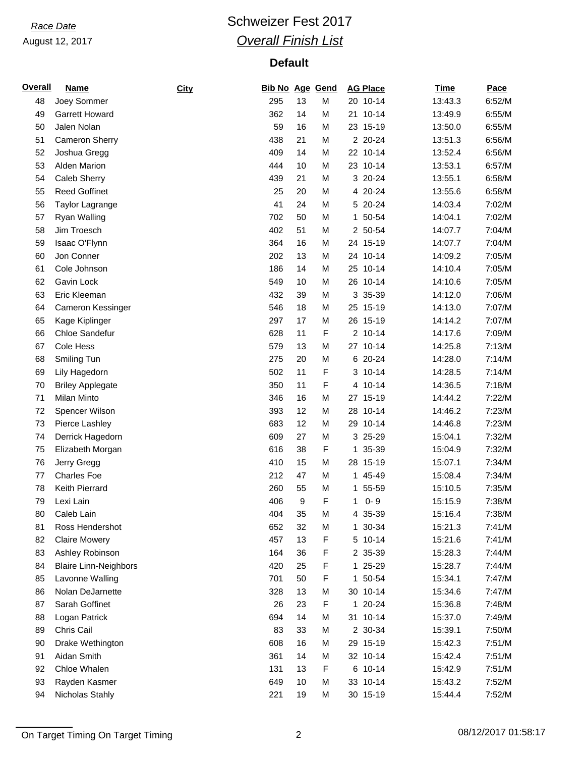*Race Date*
August 12, 2017

# Schweizer Fest 2017

## *Overall Finish List*

### Default

| Overall | Name | City | Bib No | Age | Gend | AG Place | Time | Pace |
|---|---|---|---|---|---|---|---|---|
| 48 | Joey Sommer | | 295 | 13 | M | 20 10-14 | 13:43.3 | 6:52/M |
| 49 | Garrett Howard | | 362 | 14 | M | 21 10-14 | 13:49.9 | 6:55/M |
| 50 | Jalen Nolan | | 59 | 16 | M | 23 15-19 | 13:50.0 | 6:55/M |
| 51 | Cameron Sherry | | 438 | 21 | M | 2 20-24 | 13:51.3 | 6:56/M |
| 52 | Joshua Gregg | | 409 | 14 | M | 22 10-14 | 13:52.4 | 6:56/M |
| 53 | Alden Marion | | 444 | 10 | M | 23 10-14 | 13:53.1 | 6:57/M |
| 54 | Caleb Sherry | | 439 | 21 | M | 3 20-24 | 13:55.1 | 6:58/M |
| 55 | Reed Goffinet | | 25 | 20 | M | 4 20-24 | 13:55.6 | 6:58/M |
| 56 | Taylor Lagrange | | 41 | 24 | M | 5 20-24 | 14:03.4 | 7:02/M |
| 57 | Ryan Walling | | 702 | 50 | M | 1 50-54 | 14:04.1 | 7:02/M |
| 58 | Jim Troesch | | 402 | 51 | M | 2 50-54 | 14:07.7 | 7:04/M |
| 59 | Isaac O'Flynn | | 364 | 16 | M | 24 15-19 | 14:07.7 | 7:04/M |
| 60 | Jon Conner | | 202 | 13 | M | 24 10-14 | 14:09.2 | 7:05/M |
| 61 | Cole Johnson | | 186 | 14 | M | 25 10-14 | 14:10.4 | 7:05/M |
| 62 | Gavin Lock | | 549 | 10 | M | 26 10-14 | 14:10.6 | 7:05/M |
| 63 | Eric Kleeman | | 432 | 39 | M | 3 35-39 | 14:12.0 | 7:06/M |
| 64 | Cameron Kessinger | | 546 | 18 | M | 25 15-19 | 14:13.0 | 7:07/M |
| 65 | Kage Kiplinger | | 297 | 17 | M | 26 15-19 | 14:14.2 | 7:07/M |
| 66 | Chloe Sandefur | | 628 | 11 | F | 2 10-14 | 14:17.6 | 7:09/M |
| 67 | Cole Hess | | 579 | 13 | M | 27 10-14 | 14:25.8 | 7:13/M |
| 68 | Smiling Tun | | 275 | 20 | M | 6 20-24 | 14:28.0 | 7:14/M |
| 69 | Lily Hagedorn | | 502 | 11 | F | 3 10-14 | 14:28.5 | 7:14/M |
| 70 | Briley Applegate | | 350 | 11 | F | 4 10-14 | 14:36.5 | 7:18/M |
| 71 | Milan Minto | | 346 | 16 | M | 27 15-19 | 14:44.2 | 7:22/M |
| 72 | Spencer Wilson | | 393 | 12 | M | 28 10-14 | 14:46.2 | 7:23/M |
| 73 | Pierce Lashley | | 683 | 12 | M | 29 10-14 | 14:46.8 | 7:23/M |
| 74 | Derrick Hagedorn | | 609 | 27 | M | 3 25-29 | 15:04.1 | 7:32/M |
| 75 | Elizabeth Morgan | | 616 | 38 | F | 1 35-39 | 15:04.9 | 7:32/M |
| 76 | Jerry Gregg | | 410 | 15 | M | 28 15-19 | 15:07.1 | 7:34/M |
| 77 | Charles Foe | | 212 | 47 | M | 1 45-49 | 15:08.4 | 7:34/M |
| 78 | Keith Pierrard | | 260 | 55 | M | 1 55-59 | 15:10.5 | 7:35/M |
| 79 | Lexi Lain | | 406 | 9 | F | 1 0- 9 | 15:15.9 | 7:38/M |
| 80 | Caleb Lain | | 404 | 35 | M | 4 35-39 | 15:16.4 | 7:38/M |
| 81 | Ross Hendershot | | 652 | 32 | M | 1 30-34 | 15:21.3 | 7:41/M |
| 82 | Claire Mowery | | 457 | 13 | F | 5 10-14 | 15:21.6 | 7:41/M |
| 83 | Ashley Robinson | | 164 | 36 | F | 2 35-39 | 15:28.3 | 7:44/M |
| 84 | Blaire Linn-Neighbors | | 420 | 25 | F | 1 25-29 | 15:28.7 | 7:44/M |
| 85 | Lavonne Walling | | 701 | 50 | F | 1 50-54 | 15:34.1 | 7:47/M |
| 86 | Nolan DeJarnette | | 328 | 13 | M | 30 10-14 | 15:34.6 | 7:47/M |
| 87 | Sarah Goffinet | | 26 | 23 | F | 1 20-24 | 15:36.8 | 7:48/M |
| 88 | Logan Patrick | | 694 | 14 | M | 31 10-14 | 15:37.0 | 7:49/M |
| 89 | Chris Cail | | 83 | 33 | M | 2 30-34 | 15:39.1 | 7:50/M |
| 90 | Drake Wethington | | 608 | 16 | M | 29 15-19 | 15:42.3 | 7:51/M |
| 91 | Aidan Smith | | 361 | 14 | M | 32 10-14 | 15:42.4 | 7:51/M |
| 92 | Chloe Whalen | | 131 | 13 | F | 6 10-14 | 15:42.9 | 7:51/M |
| 93 | Rayden Kasmer | | 649 | 10 | M | 33 10-14 | 15:43.2 | 7:52/M |
| 94 | Nicholas Stahly | | 221 | 19 | M | 30 15-19 | 15:44.4 | 7:52/M |

On Target Timing On Target Timing　　08/12/2017 01:58:17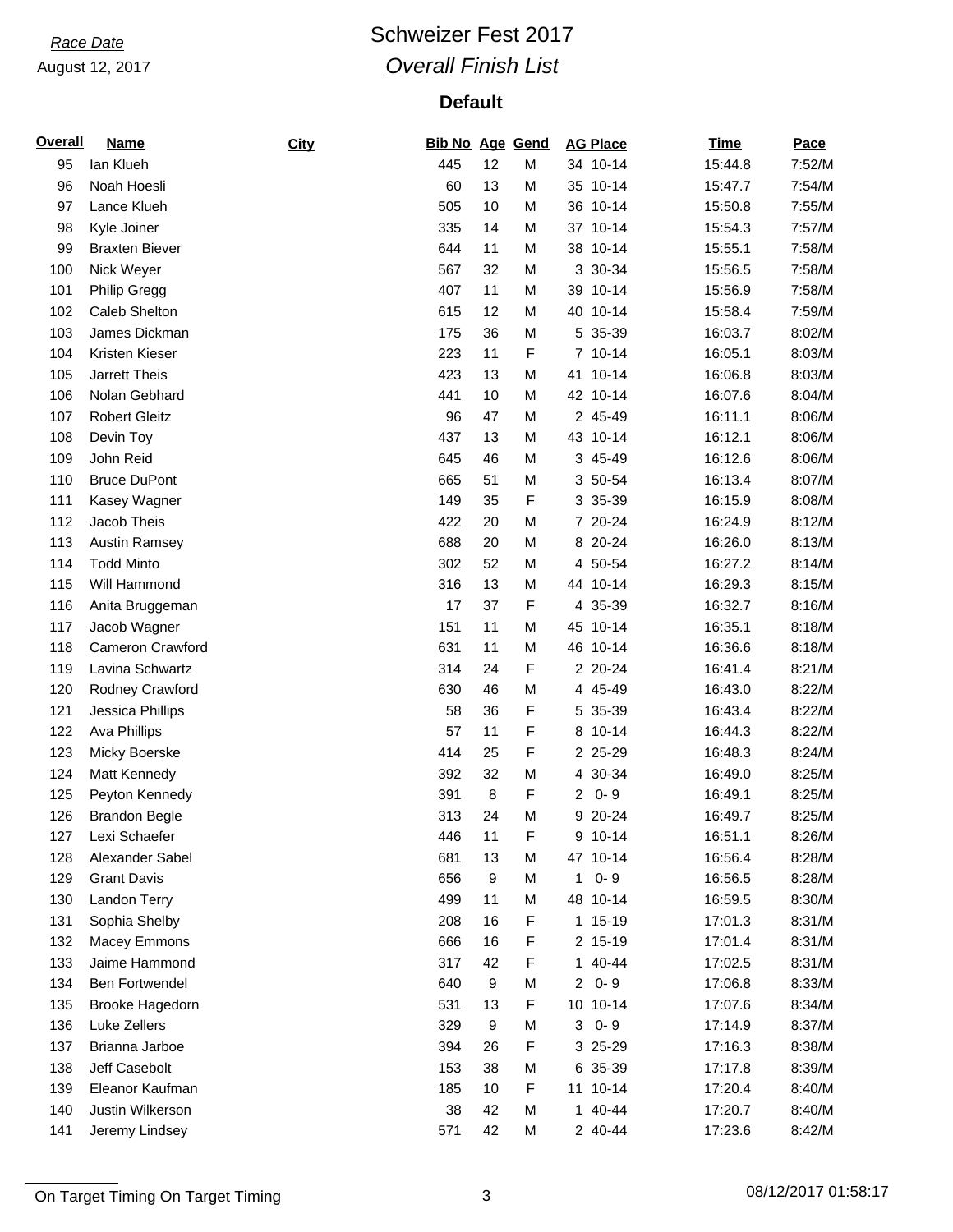*Race Date*
August 12, 2017

# Schweizer Fest 2017
## *Overall Finish List*

### Default

| Overall | Name | City | Bib No | Age | Gend | AG Place | Time | Pace |
|---|---|---|---|---|---|---|---|---|
| 95 | Ian Klueh | | 445 | 12 | M | 34 10-14 | 15:44.8 | 7:52/M |
| 96 | Noah Hoesli | | 60 | 13 | M | 35 10-14 | 15:47.7 | 7:54/M |
| 97 | Lance Klueh | | 505 | 10 | M | 36 10-14 | 15:50.8 | 7:55/M |
| 98 | Kyle Joiner | | 335 | 14 | M | 37 10-14 | 15:54.3 | 7:57/M |
| 99 | Braxten Biever | | 644 | 11 | M | 38 10-14 | 15:55.1 | 7:58/M |
| 100 | Nick Weyer | | 567 | 32 | M | 3 30-34 | 15:56.5 | 7:58/M |
| 101 | Philip Gregg | | 407 | 11 | M | 39 10-14 | 15:56.9 | 7:58/M |
| 102 | Caleb Shelton | | 615 | 12 | M | 40 10-14 | 15:58.4 | 7:59/M |
| 103 | James Dickman | | 175 | 36 | M | 5 35-39 | 16:03.7 | 8:02/M |
| 104 | Kristen Kieser | | 223 | 11 | F | 7 10-14 | 16:05.1 | 8:03/M |
| 105 | Jarrett Theis | | 423 | 13 | M | 41 10-14 | 16:06.8 | 8:03/M |
| 106 | Nolan Gebhard | | 441 | 10 | M | 42 10-14 | 16:07.6 | 8:04/M |
| 107 | Robert Gleitz | | 96 | 47 | M | 2 45-49 | 16:11.1 | 8:06/M |
| 108 | Devin Toy | | 437 | 13 | M | 43 10-14 | 16:12.1 | 8:06/M |
| 109 | John Reid | | 645 | 46 | M | 3 45-49 | 16:12.6 | 8:06/M |
| 110 | Bruce DuPont | | 665 | 51 | M | 3 50-54 | 16:13.4 | 8:07/M |
| 111 | Kasey Wagner | | 149 | 35 | F | 3 35-39 | 16:15.9 | 8:08/M |
| 112 | Jacob Theis | | 422 | 20 | M | 7 20-24 | 16:24.9 | 8:12/M |
| 113 | Austin Ramsey | | 688 | 20 | M | 8 20-24 | 16:26.0 | 8:13/M |
| 114 | Todd Minto | | 302 | 52 | M | 4 50-54 | 16:27.2 | 8:14/M |
| 115 | Will Hammond | | 316 | 13 | M | 44 10-14 | 16:29.3 | 8:15/M |
| 116 | Anita Bruggeman | | 17 | 37 | F | 4 35-39 | 16:32.7 | 8:16/M |
| 117 | Jacob Wagner | | 151 | 11 | M | 45 10-14 | 16:35.1 | 8:18/M |
| 118 | Cameron Crawford | | 631 | 11 | M | 46 10-14 | 16:36.6 | 8:18/M |
| 119 | Lavina Schwartz | | 314 | 24 | F | 2 20-24 | 16:41.4 | 8:21/M |
| 120 | Rodney Crawford | | 630 | 46 | M | 4 45-49 | 16:43.0 | 8:22/M |
| 121 | Jessica Phillips | | 58 | 36 | F | 5 35-39 | 16:43.4 | 8:22/M |
| 122 | Ava Phillips | | 57 | 11 | F | 8 10-14 | 16:44.3 | 8:22/M |
| 123 | Micky Boerske | | 414 | 25 | F | 2 25-29 | 16:48.3 | 8:24/M |
| 124 | Matt Kennedy | | 392 | 32 | M | 4 30-34 | 16:49.0 | 8:25/M |
| 125 | Peyton Kennedy | | 391 | 8 | F | 2 0- 9 | 16:49.1 | 8:25/M |
| 126 | Brandon Begle | | 313 | 24 | M | 9 20-24 | 16:49.7 | 8:25/M |
| 127 | Lexi Schaefer | | 446 | 11 | F | 9 10-14 | 16:51.1 | 8:26/M |
| 128 | Alexander Sabel | | 681 | 13 | M | 47 10-14 | 16:56.4 | 8:28/M |
| 129 | Grant Davis | | 656 | 9 | M | 1 0- 9 | 16:56.5 | 8:28/M |
| 130 | Landon Terry | | 499 | 11 | M | 48 10-14 | 16:59.5 | 8:30/M |
| 131 | Sophia Shelby | | 208 | 16 | F | 1 15-19 | 17:01.3 | 8:31/M |
| 132 | Macey Emmons | | 666 | 16 | F | 2 15-19 | 17:01.4 | 8:31/M |
| 133 | Jaime Hammond | | 317 | 42 | F | 1 40-44 | 17:02.5 | 8:31/M |
| 134 | Ben Fortwendel | | 640 | 9 | M | 2 0- 9 | 17:06.8 | 8:33/M |
| 135 | Brooke Hagedorn | | 531 | 13 | F | 10 10-14 | 17:07.6 | 8:34/M |
| 136 | Luke Zellers | | 329 | 9 | M | 3 0- 9 | 17:14.9 | 8:37/M |
| 137 | Brianna Jarboe | | 394 | 26 | F | 3 25-29 | 17:16.3 | 8:38/M |
| 138 | Jeff Casebolt | | 153 | 38 | M | 6 35-39 | 17:17.8 | 8:39/M |
| 139 | Eleanor Kaufman | | 185 | 10 | F | 11 10-14 | 17:20.4 | 8:40/M |
| 140 | Justin Wilkerson | | 38 | 42 | M | 1 40-44 | 17:20.7 | 8:40/M |
| 141 | Jeremy Lindsey | | 571 | 42 | M | 2 40-44 | 17:23.6 | 8:42/M |

On Target Timing On Target Timing 08/12/2017 01:58:17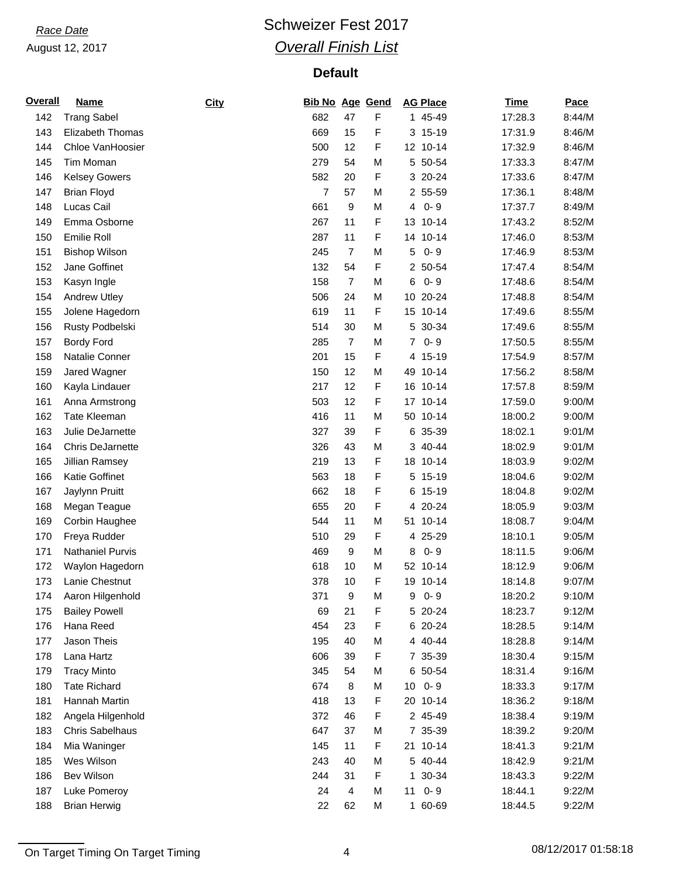*Race Date*
August 12, 2017

# Schweizer Fest 2017

## *Overall Finish List*

### Default

| Overall | Name | City | Bib No | Age | Gend | AG Place | Time | Pace |
|---|---|---|---|---|---|---|---|---|
| 142 | Trang Sabel | | 682 | 47 | F | 1 45-49 | 17:28.3 | 8:44/M |
| 143 | Elizabeth Thomas | | 669 | 15 | F | 3 15-19 | 17:31.9 | 8:46/M |
| 144 | Chloe VanHoosier | | 500 | 12 | F | 12 10-14 | 17:32.9 | 8:46/M |
| 145 | Tim Moman | | 279 | 54 | M | 5 50-54 | 17:33.3 | 8:47/M |
| 146 | Kelsey Gowers | | 582 | 20 | F | 3 20-24 | 17:33.6 | 8:47/M |
| 147 | Brian Floyd | | 7 | 57 | M | 2 55-59 | 17:36.1 | 8:48/M |
| 148 | Lucas Cail | | 661 | 9 | M | 4 0- 9 | 17:37.7 | 8:49/M |
| 149 | Emma Osborne | | 267 | 11 | F | 13 10-14 | 17:43.2 | 8:52/M |
| 150 | Emilie Roll | | 287 | 11 | F | 14 10-14 | 17:46.0 | 8:53/M |
| 151 | Bishop Wilson | | 245 | 7 | M | 5 0- 9 | 17:46.9 | 8:53/M |
| 152 | Jane Goffinet | | 132 | 54 | F | 2 50-54 | 17:47.4 | 8:54/M |
| 153 | Kasyn Ingle | | 158 | 7 | M | 6 0- 9 | 17:48.6 | 8:54/M |
| 154 | Andrew Utley | | 506 | 24 | M | 10 20-24 | 17:48.8 | 8:54/M |
| 155 | Jolene Hagedorn | | 619 | 11 | F | 15 10-14 | 17:49.6 | 8:55/M |
| 156 | Rusty Podbelski | | 514 | 30 | M | 5 30-34 | 17:49.6 | 8:55/M |
| 157 | Bordy Ford | | 285 | 7 | M | 7 0- 9 | 17:50.5 | 8:55/M |
| 158 | Natalie Conner | | 201 | 15 | F | 4 15-19 | 17:54.9 | 8:57/M |
| 159 | Jared Wagner | | 150 | 12 | M | 49 10-14 | 17:56.2 | 8:58/M |
| 160 | Kayla Lindauer | | 217 | 12 | F | 16 10-14 | 17:57.8 | 8:59/M |
| 161 | Anna Armstrong | | 503 | 12 | F | 17 10-14 | 17:59.0 | 9:00/M |
| 162 | Tate Kleeman | | 416 | 11 | M | 50 10-14 | 18:00.2 | 9:00/M |
| 163 | Julie DeJarnette | | 327 | 39 | F | 6 35-39 | 18:02.1 | 9:01/M |
| 164 | Chris DeJarnette | | 326 | 43 | M | 3 40-44 | 18:02.9 | 9:01/M |
| 165 | Jillian Ramsey | | 219 | 13 | F | 18 10-14 | 18:03.9 | 9:02/M |
| 166 | Katie Goffinet | | 563 | 18 | F | 5 15-19 | 18:04.6 | 9:02/M |
| 167 | Jaylynn Pruitt | | 662 | 18 | F | 6 15-19 | 18:04.8 | 9:02/M |
| 168 | Megan Teague | | 655 | 20 | F | 4 20-24 | 18:05.9 | 9:03/M |
| 169 | Corbin Haughee | | 544 | 11 | M | 51 10-14 | 18:08.7 | 9:04/M |
| 170 | Freya Rudder | | 510 | 29 | F | 4 25-29 | 18:10.1 | 9:05/M |
| 171 | Nathaniel Purvis | | 469 | 9 | M | 8 0- 9 | 18:11.5 | 9:06/M |
| 172 | Waylon Hagedorn | | 618 | 10 | M | 52 10-14 | 18:12.9 | 9:06/M |
| 173 | Lanie Chestnut | | 378 | 10 | F | 19 10-14 | 18:14.8 | 9:07/M |
| 174 | Aaron Hilgenhold | | 371 | 9 | M | 9 0- 9 | 18:20.2 | 9:10/M |
| 175 | Bailey Powell | | 69 | 21 | F | 5 20-24 | 18:23.7 | 9:12/M |
| 176 | Hana Reed | | 454 | 23 | F | 6 20-24 | 18:28.5 | 9:14/M |
| 177 | Jason Theis | | 195 | 40 | M | 4 40-44 | 18:28.8 | 9:14/M |
| 178 | Lana Hartz | | 606 | 39 | F | 7 35-39 | 18:30.4 | 9:15/M |
| 179 | Tracy Minto | | 345 | 54 | M | 6 50-54 | 18:31.4 | 9:16/M |
| 180 | Tate Richard | | 674 | 8 | M | 10 0- 9 | 18:33.3 | 9:17/M |
| 181 | Hannah Martin | | 418 | 13 | F | 20 10-14 | 18:36.2 | 9:18/M |
| 182 | Angela Hilgenhold | | 372 | 46 | F | 2 45-49 | 18:38.4 | 9:19/M |
| 183 | Chris Sabelhaus | | 647 | 37 | M | 7 35-39 | 18:39.2 | 9:20/M |
| 184 | Mia Waninger | | 145 | 11 | F | 21 10-14 | 18:41.3 | 9:21/M |
| 185 | Wes Wilson | | 243 | 40 | M | 5 40-44 | 18:42.9 | 9:21/M |
| 186 | Bev Wilson | | 244 | 31 | F | 1 30-34 | 18:43.3 | 9:22/M |
| 187 | Luke Pomeroy | | 24 | 4 | M | 11 0- 9 | 18:44.1 | 9:22/M |
| 188 | Brian Herwig | | 22 | 62 | M | 1 60-69 | 18:44.5 | 9:22/M |

On Target Timing On Target Timing 08/12/2017 01:58:18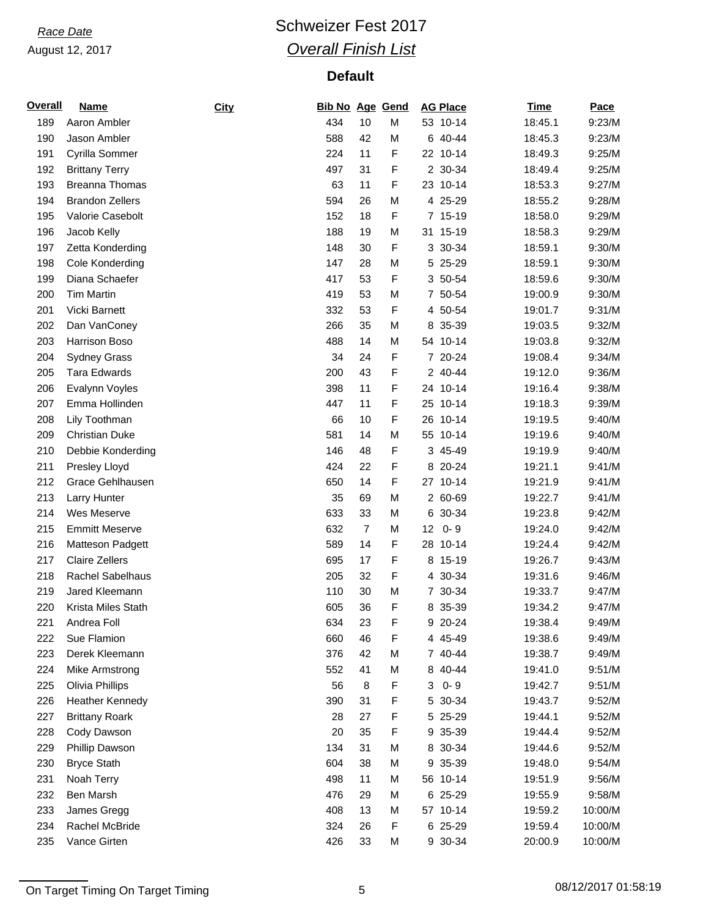*Race Date*

August 12, 2017

# Schweizer Fest 2017

## *Overall Finish List*

### Default

| Overall | Name | City | Bib No | Age | Gend | AG Place | Time | Pace |
|---|---|---|---|---|---|---|---|---|
| 189 | Aaron Ambler | | 434 | 10 | M | 53 10-14 | 18:45.1 | 9:23/M |
| 190 | Jason Ambler | | 588 | 42 | M | 6 40-44 | 18:45.3 | 9:23/M |
| 191 | Cyrilla Sommer | | 224 | 11 | F | 22 10-14 | 18:49.3 | 9:25/M |
| 192 | Brittany Terry | | 497 | 31 | F | 2 30-34 | 18:49.4 | 9:25/M |
| 193 | Breanna Thomas | | 63 | 11 | F | 23 10-14 | 18:53.3 | 9:27/M |
| 194 | Brandon Zellers | | 594 | 26 | M | 4 25-29 | 18:55.2 | 9:28/M |
| 195 | Valorie Casebolt | | 152 | 18 | F | 7 15-19 | 18:58.0 | 9:29/M |
| 196 | Jacob Kelly | | 188 | 19 | M | 31 15-19 | 18:58.3 | 9:29/M |
| 197 | Zetta Konderding | | 148 | 30 | F | 3 30-34 | 18:59.1 | 9:30/M |
| 198 | Cole Konderding | | 147 | 28 | M | 5 25-29 | 18:59.1 | 9:30/M |
| 199 | Diana Schaefer | | 417 | 53 | F | 3 50-54 | 18:59.6 | 9:30/M |
| 200 | Tim Martin | | 419 | 53 | M | 7 50-54 | 19:00.9 | 9:30/M |
| 201 | Vicki Barnett | | 332 | 53 | F | 4 50-54 | 19:01.7 | 9:31/M |
| 202 | Dan VanConey | | 266 | 35 | M | 8 35-39 | 19:03.5 | 9:32/M |
| 203 | Harrison Boso | | 488 | 14 | M | 54 10-14 | 19:03.8 | 9:32/M |
| 204 | Sydney Grass | | 34 | 24 | F | 7 20-24 | 19:08.4 | 9:34/M |
| 205 | Tara Edwards | | 200 | 43 | F | 2 40-44 | 19:12.0 | 9:36/M |
| 206 | Evalynn Voyles | | 398 | 11 | F | 24 10-14 | 19:16.4 | 9:38/M |
| 207 | Emma Hollinden | | 447 | 11 | F | 25 10-14 | 19:18.3 | 9:39/M |
| 208 | Lily Toothman | | 66 | 10 | F | 26 10-14 | 19:19.5 | 9:40/M |
| 209 | Christian Duke | | 581 | 14 | M | 55 10-14 | 19:19.6 | 9:40/M |
| 210 | Debbie Konderding | | 146 | 48 | F | 3 45-49 | 19:19.9 | 9:40/M |
| 211 | Presley Lloyd | | 424 | 22 | F | 8 20-24 | 19:21.1 | 9:41/M |
| 212 | Grace Gehlhausen | | 650 | 14 | F | 27 10-14 | 19:21.9 | 9:41/M |
| 213 | Larry Hunter | | 35 | 69 | M | 2 60-69 | 19:22.7 | 9:41/M |
| 214 | Wes Meserve | | 633 | 33 | M | 6 30-34 | 19:23.8 | 9:42/M |
| 215 | Emmitt Meserve | | 632 | 7 | M | 12 0- 9 | 19:24.0 | 9:42/M |
| 216 | Matteson Padgett | | 589 | 14 | F | 28 10-14 | 19:24.4 | 9:42/M |
| 217 | Claire Zellers | | 695 | 17 | F | 8 15-19 | 19:26.7 | 9:43/M |
| 218 | Rachel Sabelhaus | | 205 | 32 | F | 4 30-34 | 19:31.6 | 9:46/M |
| 219 | Jared Kleemann | | 110 | 30 | M | 7 30-34 | 19:33.7 | 9:47/M |
| 220 | Krista Miles Stath | | 605 | 36 | F | 8 35-39 | 19:34.2 | 9:47/M |
| 221 | Andrea Foll | | 634 | 23 | F | 9 20-24 | 19:38.4 | 9:49/M |
| 222 | Sue Flamion | | 660 | 46 | F | 4 45-49 | 19:38.6 | 9:49/M |
| 223 | Derek Kleemann | | 376 | 42 | M | 7 40-44 | 19:38.7 | 9:49/M |
| 224 | Mike Armstrong | | 552 | 41 | M | 8 40-44 | 19:41.0 | 9:51/M |
| 225 | Olivia Phillips | | 56 | 8 | F | 3 0- 9 | 19:42.7 | 9:51/M |
| 226 | Heather Kennedy | | 390 | 31 | F | 5 30-34 | 19:43.7 | 9:52/M |
| 227 | Brittany Roark | | 28 | 27 | F | 5 25-29 | 19:44.1 | 9:52/M |
| 228 | Cody Dawson | | 20 | 35 | F | 9 35-39 | 19:44.4 | 9:52/M |
| 229 | Phillip Dawson | | 134 | 31 | M | 8 30-34 | 19:44.6 | 9:52/M |
| 230 | Bryce Stath | | 604 | 38 | M | 9 35-39 | 19:48.0 | 9:54/M |
| 231 | Noah Terry | | 498 | 11 | M | 56 10-14 | 19:51.9 | 9:56/M |
| 232 | Ben Marsh | | 476 | 29 | M | 6 25-29 | 19:55.9 | 9:58/M |
| 233 | James Gregg | | 408 | 13 | M | 57 10-14 | 19:59.2 | 10:00/M |
| 234 | Rachel McBride | | 324 | 26 | F | 6 25-29 | 19:59.4 | 10:00/M |
| 235 | Vance Girten | | 426 | 33 | M | 9 30-34 | 20:00.9 | 10:00/M |

On Target Timing On Target Timing 08/12/2017 01:58:19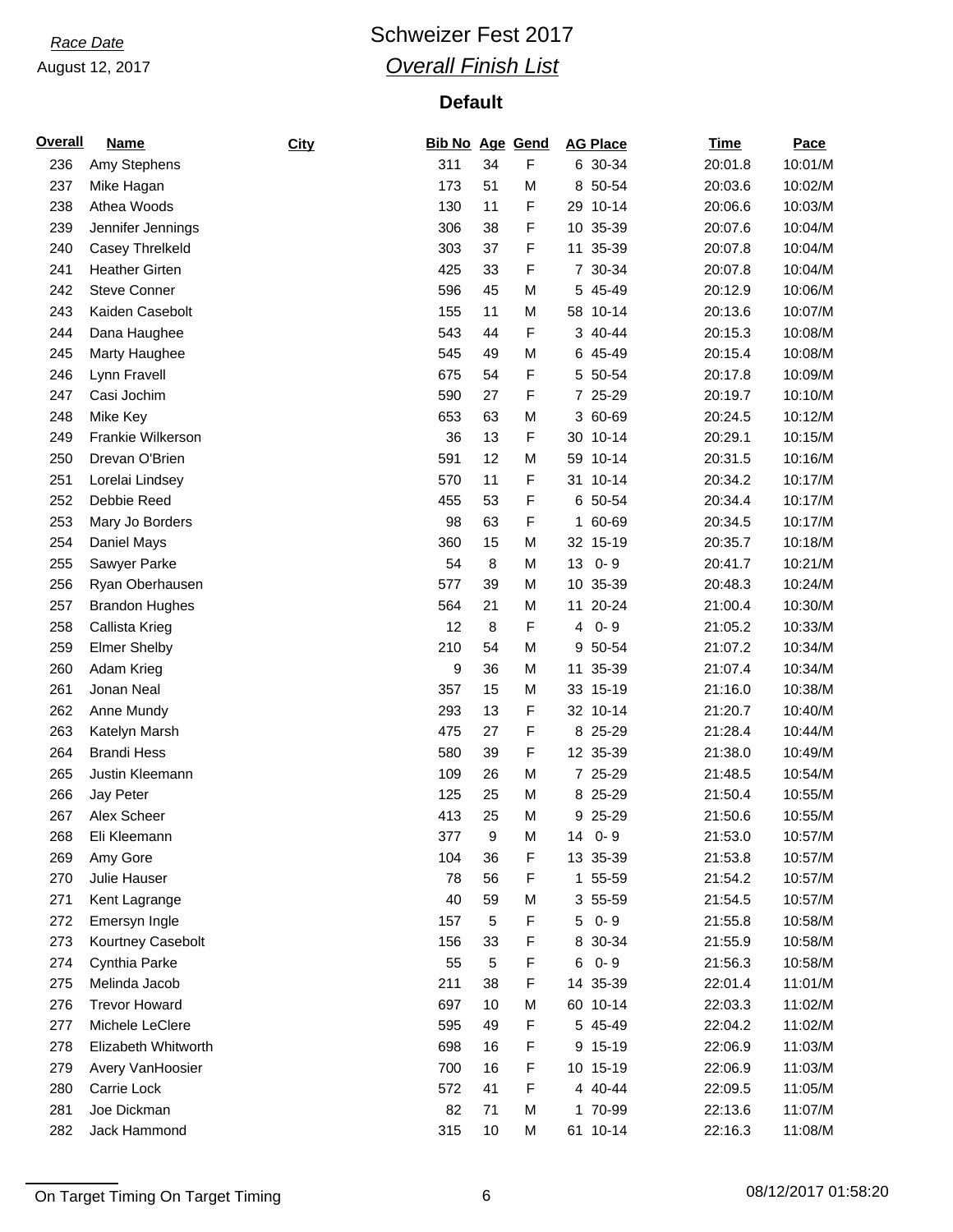*Race Date*

August 12, 2017

# Schweizer Fest 2017

## *Overall Finish List*

### Default

| Overall | Name | City | Bib No | Age | Gend | AG Place | Time | Pace |
|---|---|---|---|---|---|---|---|---|
| 236 | Amy Stephens | | 311 | 34 | F | 6 30-34 | 20:01.8 | 10:01/M |
| 237 | Mike Hagan | | 173 | 51 | M | 8 50-54 | 20:03.6 | 10:02/M |
| 238 | Athea Woods | | 130 | 11 | F | 29 10-14 | 20:06.6 | 10:03/M |
| 239 | Jennifer Jennings | | 306 | 38 | F | 10 35-39 | 20:07.6 | 10:04/M |
| 240 | Casey Threlkeld | | 303 | 37 | F | 11 35-39 | 20:07.8 | 10:04/M |
| 241 | Heather Girten | | 425 | 33 | F | 7 30-34 | 20:07.8 | 10:04/M |
| 242 | Steve Conner | | 596 | 45 | M | 5 45-49 | 20:12.9 | 10:06/M |
| 243 | Kaiden Casebolt | | 155 | 11 | M | 58 10-14 | 20:13.6 | 10:07/M |
| 244 | Dana Haughee | | 543 | 44 | F | 3 40-44 | 20:15.3 | 10:08/M |
| 245 | Marty Haughee | | 545 | 49 | M | 6 45-49 | 20:15.4 | 10:08/M |
| 246 | Lynn Fravell | | 675 | 54 | F | 5 50-54 | 20:17.8 | 10:09/M |
| 247 | Casi Jochim | | 590 | 27 | F | 7 25-29 | 20:19.7 | 10:10/M |
| 248 | Mike Key | | 653 | 63 | M | 3 60-69 | 20:24.5 | 10:12/M |
| 249 | Frankie Wilkerson | | 36 | 13 | F | 30 10-14 | 20:29.1 | 10:15/M |
| 250 | Drevan O'Brien | | 591 | 12 | M | 59 10-14 | 20:31.5 | 10:16/M |
| 251 | Lorelai Lindsey | | 570 | 11 | F | 31 10-14 | 20:34.2 | 10:17/M |
| 252 | Debbie Reed | | 455 | 53 | F | 6 50-54 | 20:34.4 | 10:17/M |
| 253 | Mary Jo Borders | | 98 | 63 | F | 1 60-69 | 20:34.5 | 10:17/M |
| 254 | Daniel Mays | | 360 | 15 | M | 32 15-19 | 20:35.7 | 10:18/M |
| 255 | Sawyer Parke | | 54 | 8 | M | 13 0- 9 | 20:41.7 | 10:21/M |
| 256 | Ryan Oberhausen | | 577 | 39 | M | 10 35-39 | 20:48.3 | 10:24/M |
| 257 | Brandon Hughes | | 564 | 21 | M | 11 20-24 | 21:00.4 | 10:30/M |
| 258 | Callista Krieg | | 12 | 8 | F | 4 0- 9 | 21:05.2 | 10:33/M |
| 259 | Elmer Shelby | | 210 | 54 | M | 9 50-54 | 21:07.2 | 10:34/M |
| 260 | Adam Krieg | | 9 | 36 | M | 11 35-39 | 21:07.4 | 10:34/M |
| 261 | Jonan Neal | | 357 | 15 | M | 33 15-19 | 21:16.0 | 10:38/M |
| 262 | Anne Mundy | | 293 | 13 | F | 32 10-14 | 21:20.7 | 10:40/M |
| 263 | Katelyn Marsh | | 475 | 27 | F | 8 25-29 | 21:28.4 | 10:44/M |
| 264 | Brandi Hess | | 580 | 39 | F | 12 35-39 | 21:38.0 | 10:49/M |
| 265 | Justin Kleemann | | 109 | 26 | M | 7 25-29 | 21:48.5 | 10:54/M |
| 266 | Jay Peter | | 125 | 25 | M | 8 25-29 | 21:50.4 | 10:55/M |
| 267 | Alex Scheer | | 413 | 25 | M | 9 25-29 | 21:50.6 | 10:55/M |
| 268 | Eli Kleemann | | 377 | 9 | M | 14 0- 9 | 21:53.0 | 10:57/M |
| 269 | Amy Gore | | 104 | 36 | F | 13 35-39 | 21:53.8 | 10:57/M |
| 270 | Julie Hauser | | 78 | 56 | F | 1 55-59 | 21:54.2 | 10:57/M |
| 271 | Kent Lagrange | | 40 | 59 | M | 3 55-59 | 21:54.5 | 10:57/M |
| 272 | Emersyn Ingle | | 157 | 5 | F | 5 0- 9 | 21:55.8 | 10:58/M |
| 273 | Kourtney Casebolt | | 156 | 33 | F | 8 30-34 | 21:55.9 | 10:58/M |
| 274 | Cynthia Parke | | 55 | 5 | F | 6 0- 9 | 21:56.3 | 10:58/M |
| 275 | Melinda Jacob | | 211 | 38 | F | 14 35-39 | 22:01.4 | 11:01/M |
| 276 | Trevor Howard | | 697 | 10 | M | 60 10-14 | 22:03.3 | 11:02/M |
| 277 | Michele LeClere | | 595 | 49 | F | 5 45-49 | 22:04.2 | 11:02/M |
| 278 | Elizabeth Whitworth | | 698 | 16 | F | 9 15-19 | 22:06.9 | 11:03/M |
| 279 | Avery VanHoosier | | 700 | 16 | F | 10 15-19 | 22:06.9 | 11:03/M |
| 280 | Carrie Lock | | 572 | 41 | F | 4 40-44 | 22:09.5 | 11:05/M |
| 281 | Joe Dickman | | 82 | 71 | M | 1 70-99 | 22:13.6 | 11:07/M |
| 282 | Jack Hammond | | 315 | 10 | M | 61 10-14 | 22:16.3 | 11:08/M |

On Target Timing On Target Timing

08/12/2017 01:58:20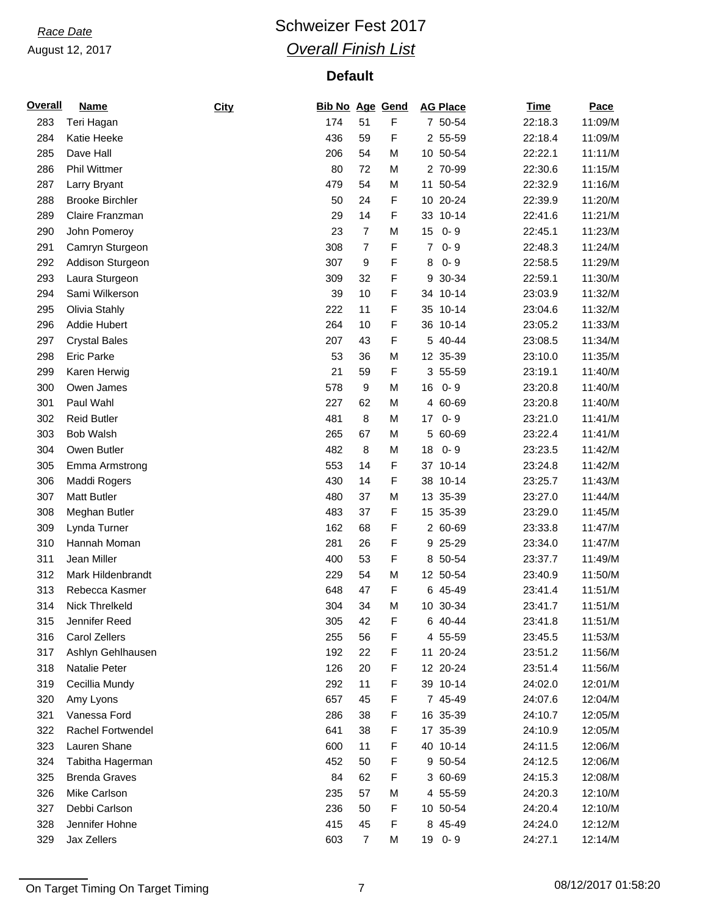*Race Date*

August 12, 2017

# Schweizer Fest 2017

## *Overall Finish List*

### Default

| Overall | Name | City | Bib No | Age | Gend | AG | Place | Time | Pace |
|---|---|---|---|---|---|---|---|---|---|
| 283 | Teri Hagan | | 174 | 51 | F | 7 | 50-54 | 22:18.3 | 11:09/M |
| 284 | Katie Heeke | | 436 | 59 | F | 2 | 55-59 | 22:18.4 | 11:09/M |
| 285 | Dave Hall | | 206 | 54 | M | 10 | 50-54 | 22:22.1 | 11:11/M |
| 286 | Phil Wittmer | | 80 | 72 | M | 2 | 70-99 | 22:30.6 | 11:15/M |
| 287 | Larry Bryant | | 479 | 54 | M | 11 | 50-54 | 22:32.9 | 11:16/M |
| 288 | Brooke Birchler | | 50 | 24 | F | 10 | 20-24 | 22:39.9 | 11:20/M |
| 289 | Claire Franzman | | 29 | 14 | F | 33 | 10-14 | 22:41.6 | 11:21/M |
| 290 | John Pomeroy | | 23 | 7 | M | 15 | 0- 9 | 22:45.1 | 11:23/M |
| 291 | Camryn Sturgeon | | 308 | 7 | F | 7 | 0- 9 | 22:48.3 | 11:24/M |
| 292 | Addison Sturgeon | | 307 | 9 | F | 8 | 0- 9 | 22:58.5 | 11:29/M |
| 293 | Laura Sturgeon | | 309 | 32 | F | 9 | 30-34 | 22:59.1 | 11:30/M |
| 294 | Sami Wilkerson | | 39 | 10 | F | 34 | 10-14 | 23:03.9 | 11:32/M |
| 295 | Olivia Stahly | | 222 | 11 | F | 35 | 10-14 | 23:04.6 | 11:32/M |
| 296 | Addie Hubert | | 264 | 10 | F | 36 | 10-14 | 23:05.2 | 11:33/M |
| 297 | Crystal Bales | | 207 | 43 | F | 5 | 40-44 | 23:08.5 | 11:34/M |
| 298 | Eric Parke | | 53 | 36 | M | 12 | 35-39 | 23:10.0 | 11:35/M |
| 299 | Karen Herwig | | 21 | 59 | F | 3 | 55-59 | 23:19.1 | 11:40/M |
| 300 | Owen James | | 578 | 9 | M | 16 | 0- 9 | 23:20.8 | 11:40/M |
| 301 | Paul Wahl | | 227 | 62 | M | 4 | 60-69 | 23:20.8 | 11:40/M |
| 302 | Reid Butler | | 481 | 8 | M | 17 | 0- 9 | 23:21.0 | 11:41/M |
| 303 | Bob Walsh | | 265 | 67 | M | 5 | 60-69 | 23:22.4 | 11:41/M |
| 304 | Owen Butler | | 482 | 8 | M | 18 | 0- 9 | 23:23.5 | 11:42/M |
| 305 | Emma Armstrong | | 553 | 14 | F | 37 | 10-14 | 23:24.8 | 11:42/M |
| 306 | Maddi Rogers | | 430 | 14 | F | 38 | 10-14 | 23:25.7 | 11:43/M |
| 307 | Matt Butler | | 480 | 37 | M | 13 | 35-39 | 23:27.0 | 11:44/M |
| 308 | Meghan Butler | | 483 | 37 | F | 15 | 35-39 | 23:29.0 | 11:45/M |
| 309 | Lynda Turner | | 162 | 68 | F | 2 | 60-69 | 23:33.8 | 11:47/M |
| 310 | Hannah Moman | | 281 | 26 | F | 9 | 25-29 | 23:34.0 | 11:47/M |
| 311 | Jean Miller | | 400 | 53 | F | 8 | 50-54 | 23:37.7 | 11:49/M |
| 312 | Mark Hildenbrandt | | 229 | 54 | M | 12 | 50-54 | 23:40.9 | 11:50/M |
| 313 | Rebecca Kasmer | | 648 | 47 | F | 6 | 45-49 | 23:41.4 | 11:51/M |
| 314 | Nick Threlkeld | | 304 | 34 | M | 10 | 30-34 | 23:41.7 | 11:51/M |
| 315 | Jennifer Reed | | 305 | 42 | F | 6 | 40-44 | 23:41.8 | 11:51/M |
| 316 | Carol Zellers | | 255 | 56 | F | 4 | 55-59 | 23:45.5 | 11:53/M |
| 317 | Ashlyn Gehlhausen | | 192 | 22 | F | 11 | 20-24 | 23:51.2 | 11:56/M |
| 318 | Natalie Peter | | 126 | 20 | F | 12 | 20-24 | 23:51.4 | 11:56/M |
| 319 | Cecillia Mundy | | 292 | 11 | F | 39 | 10-14 | 24:02.0 | 12:01/M |
| 320 | Amy Lyons | | 657 | 45 | F | 7 | 45-49 | 24:07.6 | 12:04/M |
| 321 | Vanessa Ford | | 286 | 38 | F | 16 | 35-39 | 24:10.7 | 12:05/M |
| 322 | Rachel Fortwendel | | 641 | 38 | F | 17 | 35-39 | 24:10.9 | 12:05/M |
| 323 | Lauren Shane | | 600 | 11 | F | 40 | 10-14 | 24:11.5 | 12:06/M |
| 324 | Tabitha Hagerman | | 452 | 50 | F | 9 | 50-54 | 24:12.5 | 12:06/M |
| 325 | Brenda Graves | | 84 | 62 | F | 3 | 60-69 | 24:15.3 | 12:08/M |
| 326 | Mike Carlson | | 235 | 57 | M | 4 | 55-59 | 24:20.3 | 12:10/M |
| 327 | Debbi Carlson | | 236 | 50 | F | 10 | 50-54 | 24:20.4 | 12:10/M |
| 328 | Jennifer Hohne | | 415 | 45 | F | 8 | 45-49 | 24:24.0 | 12:12/M |
| 329 | Jax Zellers | | 603 | 7 | M | 19 | 0- 9 | 24:27.1 | 12:14/M |

On Target Timing On Target Timing

08/12/2017 01:58:20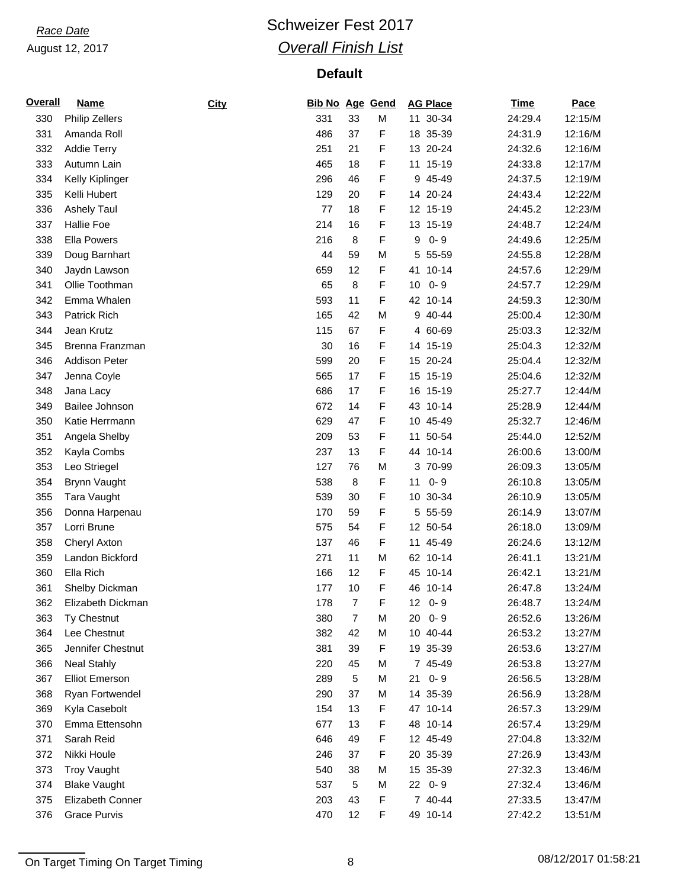*Race Date*

August 12, 2017

# Schweizer Fest 2017

## *Overall Finish List*

### Default

| Overall | Name | City | Bib No | Age | Gend | AG Place | Time | Pace |
|---|---|---|---|---|---|---|---|---|
| 330 | Philip Zellers | | 331 | 33 | M | 11 30-34 | 24:29.4 | 12:15/M |
| 331 | Amanda Roll | | 486 | 37 | F | 18 35-39 | 24:31.9 | 12:16/M |
| 332 | Addie Terry | | 251 | 21 | F | 13 20-24 | 24:32.6 | 12:16/M |
| 333 | Autumn Lain | | 465 | 18 | F | 11 15-19 | 24:33.8 | 12:17/M |
| 334 | Kelly Kiplinger | | 296 | 46 | F | 9 45-49 | 24:37.5 | 12:19/M |
| 335 | Kelli Hubert | | 129 | 20 | F | 14 20-24 | 24:43.4 | 12:22/M |
| 336 | Ashely Taul | | 77 | 18 | F | 12 15-19 | 24:45.2 | 12:23/M |
| 337 | Hallie Foe | | 214 | 16 | F | 13 15-19 | 24:48.7 | 12:24/M |
| 338 | Ella Powers | | 216 | 8 | F | 9 0- 9 | 24:49.6 | 12:25/M |
| 339 | Doug Barnhart | | 44 | 59 | M | 5 55-59 | 24:55.8 | 12:28/M |
| 340 | Jaydn Lawson | | 659 | 12 | F | 41 10-14 | 24:57.6 | 12:29/M |
| 341 | Ollie Toothman | | 65 | 8 | F | 10 0- 9 | 24:57.7 | 12:29/M |
| 342 | Emma Whalen | | 593 | 11 | F | 42 10-14 | 24:59.3 | 12:30/M |
| 343 | Patrick Rich | | 165 | 42 | M | 9 40-44 | 25:00.4 | 12:30/M |
| 344 | Jean Krutz | | 115 | 67 | F | 4 60-69 | 25:03.3 | 12:32/M |
| 345 | Brenna Franzman | | 30 | 16 | F | 14 15-19 | 25:04.3 | 12:32/M |
| 346 | Addison Peter | | 599 | 20 | F | 15 20-24 | 25:04.4 | 12:32/M |
| 347 | Jenna Coyle | | 565 | 17 | F | 15 15-19 | 25:04.6 | 12:32/M |
| 348 | Jana Lacy | | 686 | 17 | F | 16 15-19 | 25:27.7 | 12:44/M |
| 349 | Bailee Johnson | | 672 | 14 | F | 43 10-14 | 25:28.9 | 12:44/M |
| 350 | Katie Herrmann | | 629 | 47 | F | 10 45-49 | 25:32.7 | 12:46/M |
| 351 | Angela Shelby | | 209 | 53 | F | 11 50-54 | 25:44.0 | 12:52/M |
| 352 | Kayla Combs | | 237 | 13 | F | 44 10-14 | 26:00.6 | 13:00/M |
| 353 | Leo Striegel | | 127 | 76 | M | 3 70-99 | 26:09.3 | 13:05/M |
| 354 | Brynn Vaught | | 538 | 8 | F | 11 0- 9 | 26:10.8 | 13:05/M |
| 355 | Tara Vaught | | 539 | 30 | F | 10 30-34 | 26:10.9 | 13:05/M |
| 356 | Donna Harpenau | | 170 | 59 | F | 5 55-59 | 26:14.9 | 13:07/M |
| 357 | Lorri Brune | | 575 | 54 | F | 12 50-54 | 26:18.0 | 13:09/M |
| 358 | Cheryl Axton | | 137 | 46 | F | 11 45-49 | 26:24.6 | 13:12/M |
| 359 | Landon Bickford | | 271 | 11 | M | 62 10-14 | 26:41.1 | 13:21/M |
| 360 | Ella Rich | | 166 | 12 | F | 45 10-14 | 26:42.1 | 13:21/M |
| 361 | Shelby Dickman | | 177 | 10 | F | 46 10-14 | 26:47.8 | 13:24/M |
| 362 | Elizabeth Dickman | | 178 | 7 | F | 12 0- 9 | 26:48.7 | 13:24/M |
| 363 | Ty Chestnut | | 380 | 7 | M | 20 0- 9 | 26:52.6 | 13:26/M |
| 364 | Lee Chestnut | | 382 | 42 | M | 10 40-44 | 26:53.2 | 13:27/M |
| 365 | Jennifer Chestnut | | 381 | 39 | F | 19 35-39 | 26:53.6 | 13:27/M |
| 366 | Neal Stahly | | 220 | 45 | M | 7 45-49 | 26:53.8 | 13:27/M |
| 367 | Elliot Emerson | | 289 | 5 | M | 21 0- 9 | 26:56.5 | 13:28/M |
| 368 | Ryan Fortwendel | | 290 | 37 | M | 14 35-39 | 26:56.9 | 13:28/M |
| 369 | Kyla Casebolt | | 154 | 13 | F | 47 10-14 | 26:57.3 | 13:29/M |
| 370 | Emma Ettensohn | | 677 | 13 | F | 48 10-14 | 26:57.4 | 13:29/M |
| 371 | Sarah Reid | | 646 | 49 | F | 12 45-49 | 27:04.8 | 13:32/M |
| 372 | Nikki Houle | | 246 | 37 | F | 20 35-39 | 27:26.9 | 13:43/M |
| 373 | Troy Vaught | | 540 | 38 | M | 15 35-39 | 27:32.3 | 13:46/M |
| 374 | Blake Vaught | | 537 | 5 | M | 22 0- 9 | 27:32.4 | 13:46/M |
| 375 | Elizabeth Conner | | 203 | 43 | F | 7 40-44 | 27:33.5 | 13:47/M |
| 376 | Grace Purvis | | 470 | 12 | F | 49 10-14 | 27:42.2 | 13:51/M |

On Target Timing On Target Timing    08/12/2017 01:58:21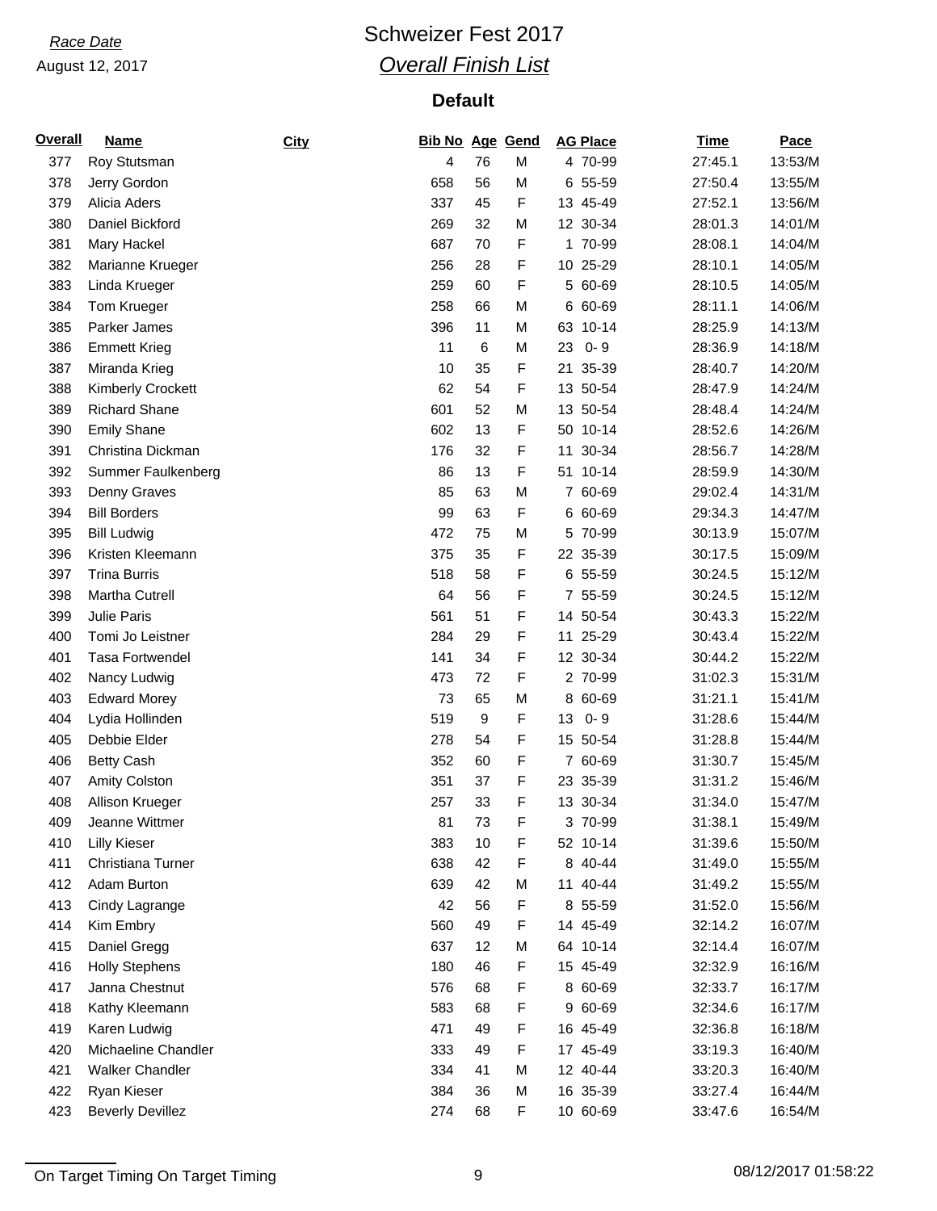*Race Date*

August 12, 2017

# Schweizer Fest 2017

## *Overall Finish List*

### Default

| Overall | Name | City | Bib No | Age | Gend | AG Place | Time | Pace |
|---|---|---|---|---|---|---|---|---|
| 377 | Roy Stutsman | | 4 | 76 | M | 4 70-99 | 27:45.1 | 13:53/M |
| 378 | Jerry Gordon | | 658 | 56 | M | 6 55-59 | 27:50.4 | 13:55/M |
| 379 | Alicia Aders | | 337 | 45 | F | 13 45-49 | 27:52.1 | 13:56/M |
| 380 | Daniel Bickford | | 269 | 32 | M | 12 30-34 | 28:01.3 | 14:01/M |
| 381 | Mary Hackel | | 687 | 70 | F | 1 70-99 | 28:08.1 | 14:04/M |
| 382 | Marianne Krueger | | 256 | 28 | F | 10 25-29 | 28:10.1 | 14:05/M |
| 383 | Linda Krueger | | 259 | 60 | F | 5 60-69 | 28:10.5 | 14:05/M |
| 384 | Tom Krueger | | 258 | 66 | M | 6 60-69 | 28:11.1 | 14:06/M |
| 385 | Parker James | | 396 | 11 | M | 63 10-14 | 28:25.9 | 14:13/M |
| 386 | Emmett Krieg | | 11 | 6 | M | 23 0- 9 | 28:36.9 | 14:18/M |
| 387 | Miranda Krieg | | 10 | 35 | F | 21 35-39 | 28:40.7 | 14:20/M |
| 388 | Kimberly Crockett | | 62 | 54 | F | 13 50-54 | 28:47.9 | 14:24/M |
| 389 | Richard Shane | | 601 | 52 | M | 13 50-54 | 28:48.4 | 14:24/M |
| 390 | Emily Shane | | 602 | 13 | F | 50 10-14 | 28:52.6 | 14:26/M |
| 391 | Christina Dickman | | 176 | 32 | F | 11 30-34 | 28:56.7 | 14:28/M |
| 392 | Summer Faulkenberg | | 86 | 13 | F | 51 10-14 | 28:59.9 | 14:30/M |
| 393 | Denny Graves | | 85 | 63 | M | 7 60-69 | 29:02.4 | 14:31/M |
| 394 | Bill Borders | | 99 | 63 | F | 6 60-69 | 29:34.3 | 14:47/M |
| 395 | Bill Ludwig | | 472 | 75 | M | 5 70-99 | 30:13.9 | 15:07/M |
| 396 | Kristen Kleemann | | 375 | 35 | F | 22 35-39 | 30:17.5 | 15:09/M |
| 397 | Trina Burris | | 518 | 58 | F | 6 55-59 | 30:24.5 | 15:12/M |
| 398 | Martha Cutrell | | 64 | 56 | F | 7 55-59 | 30:24.5 | 15:12/M |
| 399 | Julie Paris | | 561 | 51 | F | 14 50-54 | 30:43.3 | 15:22/M |
| 400 | Tomi Jo Leistner | | 284 | 29 | F | 11 25-29 | 30:43.4 | 15:22/M |
| 401 | Tasa Fortwendel | | 141 | 34 | F | 12 30-34 | 30:44.2 | 15:22/M |
| 402 | Nancy Ludwig | | 473 | 72 | F | 2 70-99 | 31:02.3 | 15:31/M |
| 403 | Edward Morey | | 73 | 65 | M | 8 60-69 | 31:21.1 | 15:41/M |
| 404 | Lydia Hollinden | | 519 | 9 | F | 13 0- 9 | 31:28.6 | 15:44/M |
| 405 | Debbie Elder | | 278 | 54 | F | 15 50-54 | 31:28.8 | 15:44/M |
| 406 | Betty Cash | | 352 | 60 | F | 7 60-69 | 31:30.7 | 15:45/M |
| 407 | Amity Colston | | 351 | 37 | F | 23 35-39 | 31:31.2 | 15:46/M |
| 408 | Allison Krueger | | 257 | 33 | F | 13 30-34 | 31:34.0 | 15:47/M |
| 409 | Jeanne Wittmer | | 81 | 73 | F | 3 70-99 | 31:38.1 | 15:49/M |
| 410 | Lilly Kieser | | 383 | 10 | F | 52 10-14 | 31:39.6 | 15:50/M |
| 411 | Christiana Turner | | 638 | 42 | F | 8 40-44 | 31:49.0 | 15:55/M |
| 412 | Adam Burton | | 639 | 42 | M | 11 40-44 | 31:49.2 | 15:55/M |
| 413 | Cindy Lagrange | | 42 | 56 | F | 8 55-59 | 31:52.0 | 15:56/M |
| 414 | Kim Embry | | 560 | 49 | F | 14 45-49 | 32:14.2 | 16:07/M |
| 415 | Daniel Gregg | | 637 | 12 | M | 64 10-14 | 32:14.4 | 16:07/M |
| 416 | Holly Stephens | | 180 | 46 | F | 15 45-49 | 32:32.9 | 16:16/M |
| 417 | Janna Chestnut | | 576 | 68 | F | 8 60-69 | 32:33.7 | 16:17/M |
| 418 | Kathy Kleemann | | 583 | 68 | F | 9 60-69 | 32:34.6 | 16:17/M |
| 419 | Karen Ludwig | | 471 | 49 | F | 16 45-49 | 32:36.8 | 16:18/M |
| 420 | Michaeline Chandler | | 333 | 49 | F | 17 45-49 | 33:19.3 | 16:40/M |
| 421 | Walker Chandler | | 334 | 41 | M | 12 40-44 | 33:20.3 | 16:40/M |
| 422 | Ryan Kieser | | 384 | 36 | M | 16 35-39 | 33:27.4 | 16:44/M |
| 423 | Beverly Devillez | | 274 | 68 | F | 10 60-69 | 33:47.6 | 16:54/M |

On Target Timing On Target Timing 08/12/2017 01:58:22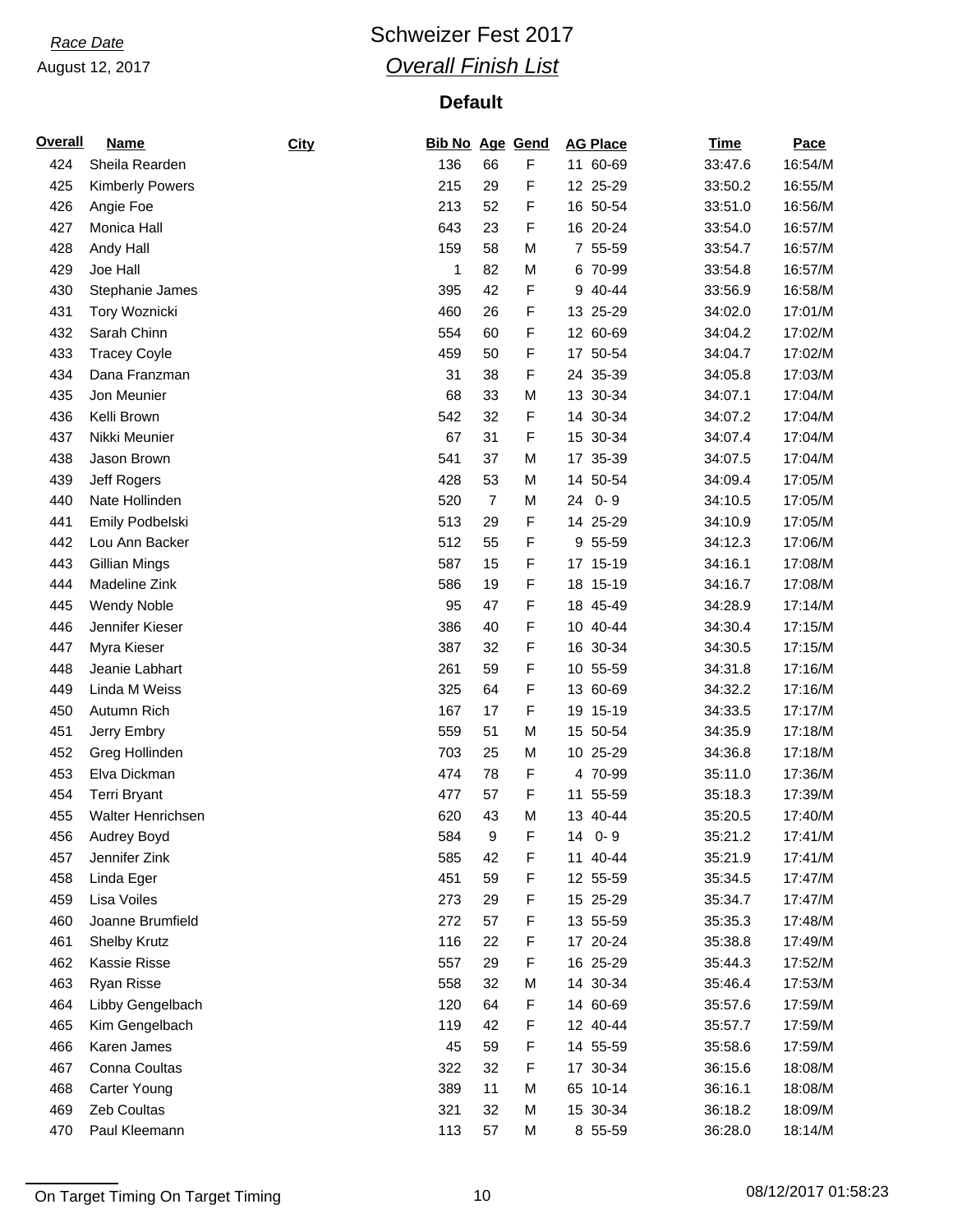Race Date

August 12, 2017

# Schweizer Fest 2017

## *Overall Finish List*

### Default

| Overall | Name | City | Bib No | Age | Gend | AG Place | Time | Pace |
|---|---|---|---|---|---|---|---|---|
| 424 | Sheila Rearden | | 136 | 66 | F | 11 60-69 | 33:47.6 | 16:54/M |
| 425 | Kimberly Powers | | 215 | 29 | F | 12 25-29 | 33:50.2 | 16:55/M |
| 426 | Angie Foe | | 213 | 52 | F | 16 50-54 | 33:51.0 | 16:56/M |
| 427 | Monica Hall | | 643 | 23 | F | 16 20-24 | 33:54.0 | 16:57/M |
| 428 | Andy Hall | | 159 | 58 | M | 7 55-59 | 33:54.7 | 16:57/M |
| 429 | Joe Hall | | 1 | 82 | M | 6 70-99 | 33:54.8 | 16:57/M |
| 430 | Stephanie James | | 395 | 42 | F | 9 40-44 | 33:56.9 | 16:58/M |
| 431 | Tory Woznicki | | 460 | 26 | F | 13 25-29 | 34:02.0 | 17:01/M |
| 432 | Sarah Chinn | | 554 | 60 | F | 12 60-69 | 34:04.2 | 17:02/M |
| 433 | Tracey Coyle | | 459 | 50 | F | 17 50-54 | 34:04.7 | 17:02/M |
| 434 | Dana Franzman | | 31 | 38 | F | 24 35-39 | 34:05.8 | 17:03/M |
| 435 | Jon Meunier | | 68 | 33 | M | 13 30-34 | 34:07.1 | 17:04/M |
| 436 | Kelli Brown | | 542 | 32 | F | 14 30-34 | 34:07.2 | 17:04/M |
| 437 | Nikki Meunier | | 67 | 31 | F | 15 30-34 | 34:07.4 | 17:04/M |
| 438 | Jason Brown | | 541 | 37 | M | 17 35-39 | 34:07.5 | 17:04/M |
| 439 | Jeff Rogers | | 428 | 53 | M | 14 50-54 | 34:09.4 | 17:05/M |
| 440 | Nate Hollinden | | 520 | 7 | M | 24 0- 9 | 34:10.5 | 17:05/M |
| 441 | Emily Podbelski | | 513 | 29 | F | 14 25-29 | 34:10.9 | 17:05/M |
| 442 | Lou Ann Backer | | 512 | 55 | F | 9 55-59 | 34:12.3 | 17:06/M |
| 443 | Gillian Mings | | 587 | 15 | F | 17 15-19 | 34:16.1 | 17:08/M |
| 444 | Madeline Zink | | 586 | 19 | F | 18 15-19 | 34:16.7 | 17:08/M |
| 445 | Wendy Noble | | 95 | 47 | F | 18 45-49 | 34:28.9 | 17:14/M |
| 446 | Jennifer Kieser | | 386 | 40 | F | 10 40-44 | 34:30.4 | 17:15/M |
| 447 | Myra Kieser | | 387 | 32 | F | 16 30-34 | 34:30.5 | 17:15/M |
| 448 | Jeanie Labhart | | 261 | 59 | F | 10 55-59 | 34:31.8 | 17:16/M |
| 449 | Linda M Weiss | | 325 | 64 | F | 13 60-69 | 34:32.2 | 17:16/M |
| 450 | Autumn Rich | | 167 | 17 | F | 19 15-19 | 34:33.5 | 17:17/M |
| 451 | Jerry Embry | | 559 | 51 | M | 15 50-54 | 34:35.9 | 17:18/M |
| 452 | Greg Hollinden | | 703 | 25 | M | 10 25-29 | 34:36.8 | 17:18/M |
| 453 | Elva Dickman | | 474 | 78 | F | 4 70-99 | 35:11.0 | 17:36/M |
| 454 | Terri Bryant | | 477 | 57 | F | 11 55-59 | 35:18.3 | 17:39/M |
| 455 | Walter Henrichsen | | 620 | 43 | M | 13 40-44 | 35:20.5 | 17:40/M |
| 456 | Audrey Boyd | | 584 | 9 | F | 14 0- 9 | 35:21.2 | 17:41/M |
| 457 | Jennifer Zink | | 585 | 42 | F | 11 40-44 | 35:21.9 | 17:41/M |
| 458 | Linda Eger | | 451 | 59 | F | 12 55-59 | 35:34.5 | 17:47/M |
| 459 | Lisa Voiles | | 273 | 29 | F | 15 25-29 | 35:34.7 | 17:47/M |
| 460 | Joanne Brumfield | | 272 | 57 | F | 13 55-59 | 35:35.3 | 17:48/M |
| 461 | Shelby Krutz | | 116 | 22 | F | 17 20-24 | 35:38.8 | 17:49/M |
| 462 | Kassie Risse | | 557 | 29 | F | 16 25-29 | 35:44.3 | 17:52/M |
| 463 | Ryan Risse | | 558 | 32 | M | 14 30-34 | 35:46.4 | 17:53/M |
| 464 | Libby Gengelbach | | 120 | 64 | F | 14 60-69 | 35:57.6 | 17:59/M |
| 465 | Kim Gengelbach | | 119 | 42 | F | 12 40-44 | 35:57.7 | 17:59/M |
| 466 | Karen James | | 45 | 59 | F | 14 55-59 | 35:58.6 | 17:59/M |
| 467 | Conna Coultas | | 322 | 32 | F | 17 30-34 | 36:15.6 | 18:08/M |
| 468 | Carter Young | | 389 | 11 | M | 65 10-14 | 36:16.1 | 18:08/M |
| 469 | Zeb Coultas | | 321 | 32 | M | 15 30-34 | 36:18.2 | 18:09/M |
| 470 | Paul Kleemann | | 113 | 57 | M | 8 55-59 | 36:28.0 | 18:14/M |

On Target Timing On Target Timing

08/12/2017 01:58:23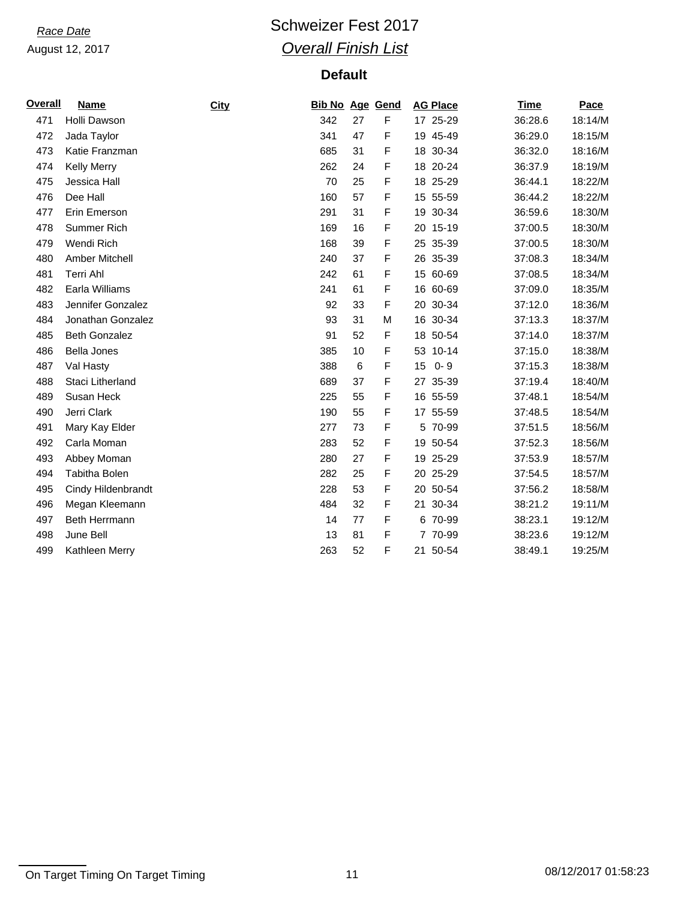*Race Date*
August 12, 2017

# Schweizer Fest 2017
## *Overall Finish List*

### Default

| Overall | Name | City | Bib No | Age | Gend | AG Place | Time | Pace |
|---|---|---|---|---|---|---|---|---|
| 471 | Holli Dawson | | 342 | 27 | F | 17 25-29 | 36:28.6 | 18:14/M |
| 472 | Jada Taylor | | 341 | 47 | F | 19 45-49 | 36:29.0 | 18:15/M |
| 473 | Katie Franzman | | 685 | 31 | F | 18 30-34 | 36:32.0 | 18:16/M |
| 474 | Kelly Merry | | 262 | 24 | F | 18 20-24 | 36:37.9 | 18:19/M |
| 475 | Jessica Hall | | 70 | 25 | F | 18 25-29 | 36:44.1 | 18:22/M |
| 476 | Dee Hall | | 160 | 57 | F | 15 55-59 | 36:44.2 | 18:22/M |
| 477 | Erin Emerson | | 291 | 31 | F | 19 30-34 | 36:59.6 | 18:30/M |
| 478 | Summer Rich | | 169 | 16 | F | 20 15-19 | 37:00.5 | 18:30/M |
| 479 | Wendi Rich | | 168 | 39 | F | 25 35-39 | 37:00.5 | 18:30/M |
| 480 | Amber Mitchell | | 240 | 37 | F | 26 35-39 | 37:08.3 | 18:34/M |
| 481 | Terri Ahl | | 242 | 61 | F | 15 60-69 | 37:08.5 | 18:34/M |
| 482 | Earla Williams | | 241 | 61 | F | 16 60-69 | 37:09.0 | 18:35/M |
| 483 | Jennifer Gonzalez | | 92 | 33 | F | 20 30-34 | 37:12.0 | 18:36/M |
| 484 | Jonathan Gonzalez | | 93 | 31 | M | 16 30-34 | 37:13.3 | 18:37/M |
| 485 | Beth Gonzalez | | 91 | 52 | F | 18 50-54 | 37:14.0 | 18:37/M |
| 486 | Bella Jones | | 385 | 10 | F | 53 10-14 | 37:15.0 | 18:38/M |
| 487 | Val Hasty | | 388 | 6 | F | 15 0- 9 | 37:15.3 | 18:38/M |
| 488 | Staci Litherland | | 689 | 37 | F | 27 35-39 | 37:19.4 | 18:40/M |
| 489 | Susan Heck | | 225 | 55 | F | 16 55-59 | 37:48.1 | 18:54/M |
| 490 | Jerri Clark | | 190 | 55 | F | 17 55-59 | 37:48.5 | 18:54/M |
| 491 | Mary Kay Elder | | 277 | 73 | F | 5 70-99 | 37:51.5 | 18:56/M |
| 492 | Carla Moman | | 283 | 52 | F | 19 50-54 | 37:52.3 | 18:56/M |
| 493 | Abbey Moman | | 280 | 27 | F | 19 25-29 | 37:53.9 | 18:57/M |
| 494 | Tabitha Bolen | | 282 | 25 | F | 20 25-29 | 37:54.5 | 18:57/M |
| 495 | Cindy Hildenbrandt | | 228 | 53 | F | 20 50-54 | 37:56.2 | 18:58/M |
| 496 | Megan Kleemann | | 484 | 32 | F | 21 30-34 | 38:21.2 | 19:11/M |
| 497 | Beth Herrmann | | 14 | 77 | F | 6 70-99 | 38:23.1 | 19:12/M |
| 498 | June Bell | | 13 | 81 | F | 7 70-99 | 38:23.6 | 19:12/M |
| 499 | Kathleen Merry | | 263 | 52 | F | 21 50-54 | 38:49.1 | 19:25/M |

On Target Timing On Target Timing 08/12/2017 01:58:23